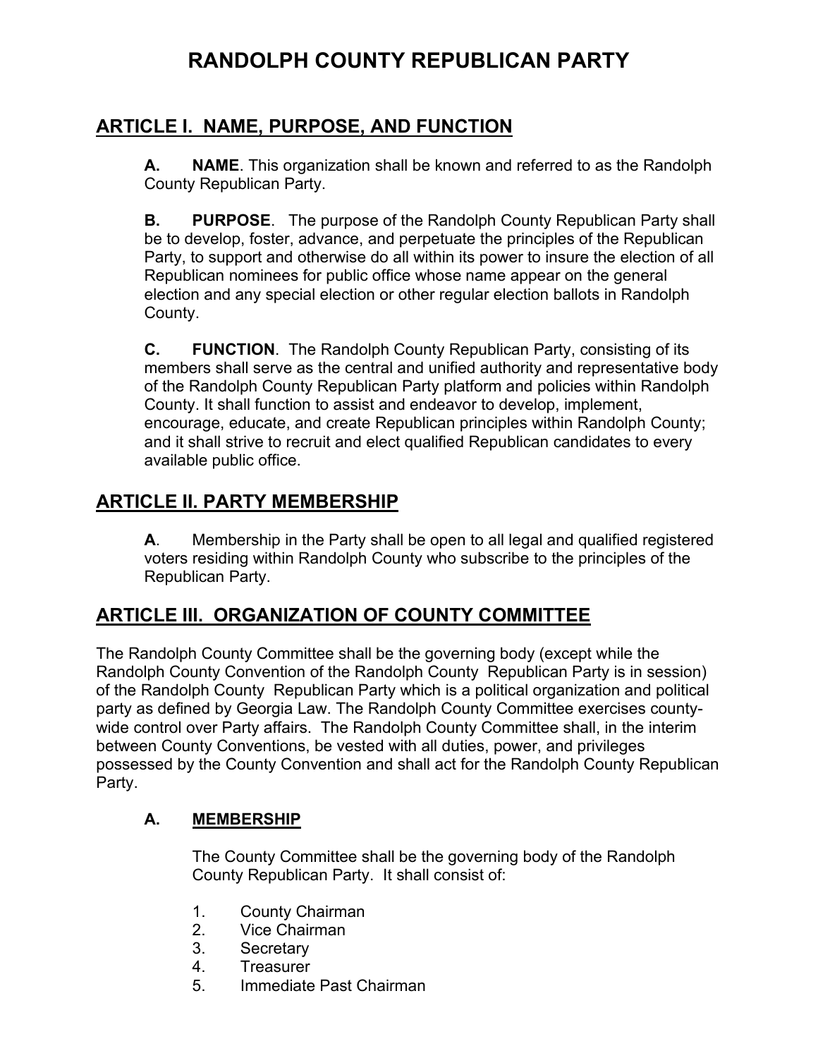# RANDOLPH COUNTY REPUBLICAN PARTY

## ARTICLE I. NAME, PURPOSE, AND FUNCTION

**A. NAME**. This organization shall be known and referred to as the Randolph County Republican Party.

**B. PURPOSE**. The purpose of the Randolph County Republican Party shall be to develop, foster, advance, and perpetuate the principles of the Republican Party, to support and otherwise do all within its power to insure the election of all Republican nominees for public office whose name appear on the general election and any special election or other regular election ballots in Randolph County.

**C. FUNCTION**. The Randolph County Republican Party, consisting of its members shall serve as the central and unified authority and representative body of the Randolph County Republican Party platform and policies within Randolph County. It shall function to assist and endeavor to develop, implement, encourage, educate, and create Republican principles within Randolph County; and it shall strive to recruit and elect qualified Republican candidates to every available public office.

## ARTICLE II. PARTY MEMBERSHIP

**A**. Membership in the Party shall be open to all legal and qualified registered voters residing within Randolph County who subscribe to the principles of the Republican Party.

## ARTICLE III. ORGANIZATION OF COUNTY COMMITTEE

The Randolph County Committee shall be the governing body (except while the Randolph County Convention of the Randolph County Republican Party is in session) of the Randolph County Republican Party which is a political organization and political party as defined by Georgia Law. The Randolph County Committee exercises county-wide control over Party affairs. The Randolph County Committee shall, in the interim between County Conventions, be vested with all duties, power, and privileges possessed by the County Convention and shall act for the Randolph County Republican Party.

### A. MEMBERSHIP

The County Committee shall be the governing body of the Randolph County Republican Party. It shall consist of:

1. County Chairman
2. Vice Chairman
3. Secretary
4. Treasurer
5. Immediate Past Chairman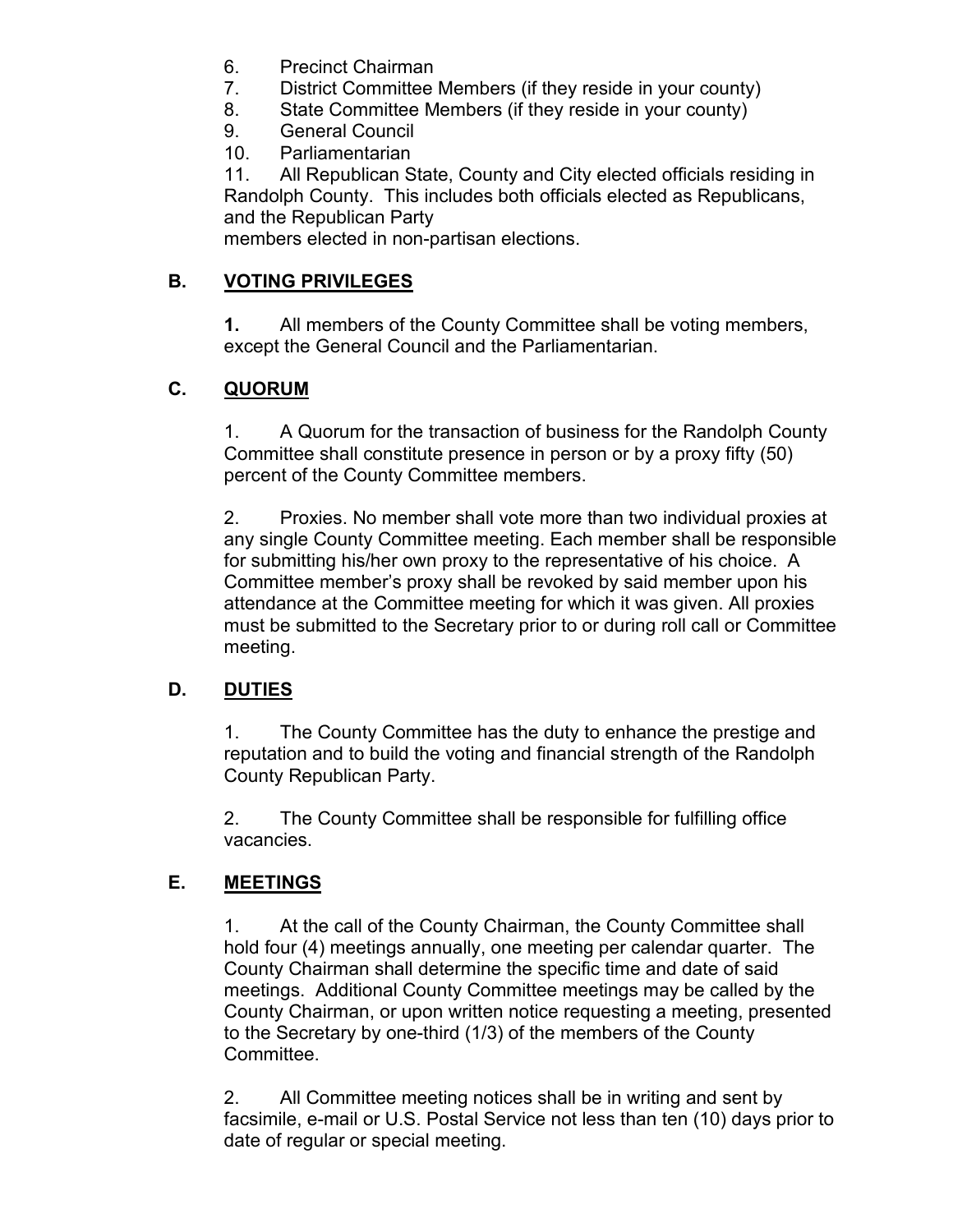6. Precinct Chairman
7. District Committee Members (if they reside in your county)
8. State Committee Members (if they reside in your county)
9. General Council
10. Parliamentarian
11. All Republican State, County and City elected officials residing in Randolph County. This includes both officials elected as Republicans, and the Republican Party members elected in non-partisan elections.

## B. VOTING PRIVILEGES

**1.** All members of the County Committee shall be voting members, except the General Council and the Parliamentarian.

## C. QUORUM

1. A Quorum for the transaction of business for the Randolph County Committee shall constitute presence in person or by a proxy fifty (50) percent of the County Committee members.

2. Proxies. No member shall vote more than two individual proxies at any single County Committee meeting. Each member shall be responsible for submitting his/her own proxy to the representative of his choice. A Committee member's proxy shall be revoked by said member upon his attendance at the Committee meeting for which it was given. All proxies must be submitted to the Secretary prior to or during roll call or Committee meeting.

## D. DUTIES

1. The County Committee has the duty to enhance the prestige and reputation and to build the voting and financial strength of the Randolph County Republican Party.

2. The County Committee shall be responsible for fulfilling office vacancies.

## E. MEETINGS

1. At the call of the County Chairman, the County Committee shall hold four (4) meetings annually, one meeting per calendar quarter. The County Chairman shall determine the specific time and date of said meetings. Additional County Committee meetings may be called by the County Chairman, or upon written notice requesting a meeting, presented to the Secretary by one-third (1/3) of the members of the County Committee.

2. All Committee meeting notices shall be in writing and sent by facsimile, e-mail or U.S. Postal Service not less than ten (10) days prior to date of regular or special meeting.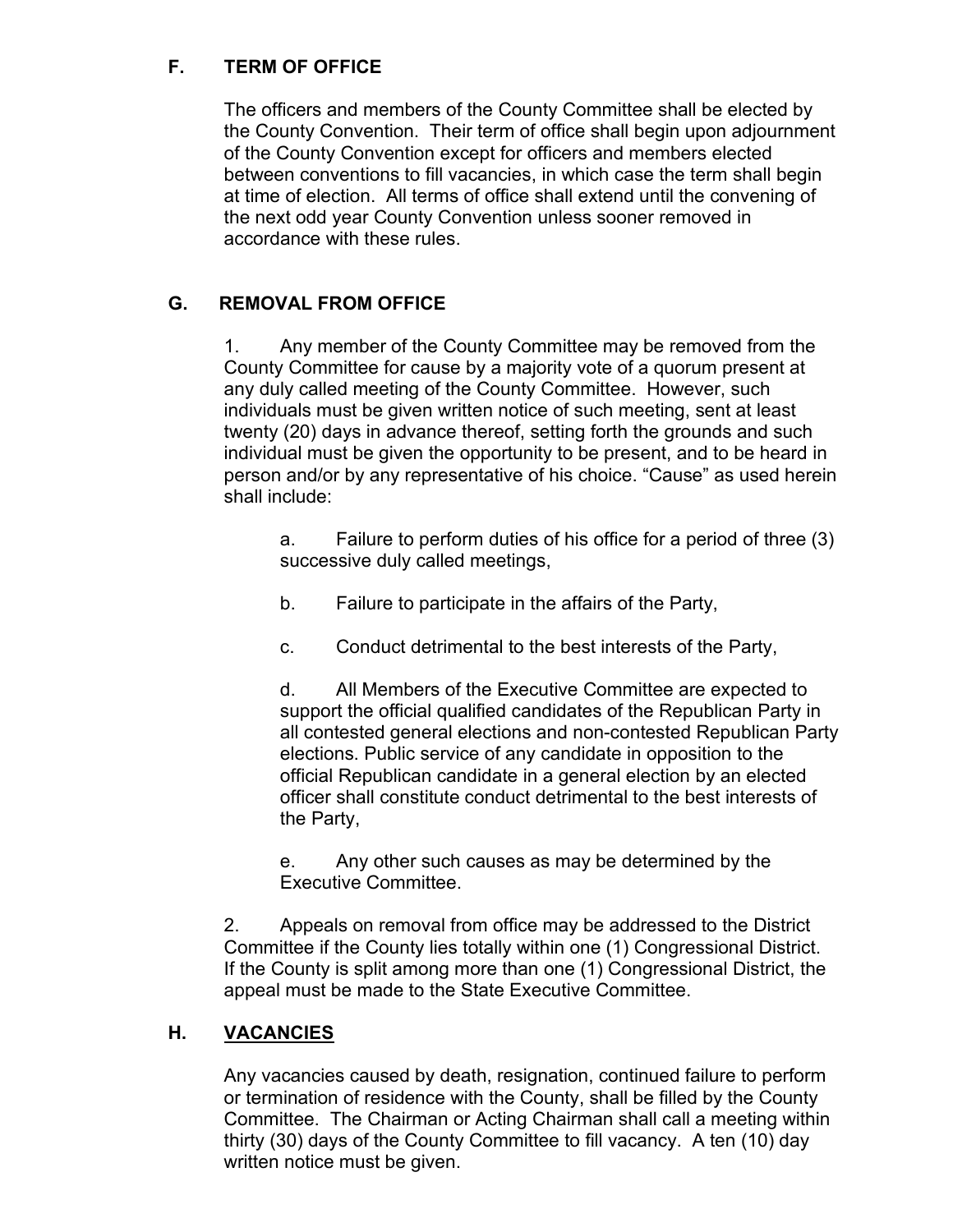## F. TERM OF OFFICE

The officers and members of the County Committee shall be elected by the County Convention. Their term of office shall begin upon adjournment of the County Convention except for officers and members elected between conventions to fill vacancies, in which case the term shall begin at time of election. All terms of office shall extend until the convening of the next odd year County Convention unless sooner removed in accordance with these rules.

## G. REMOVAL FROM OFFICE

1. Any member of the County Committee may be removed from the County Committee for cause by a majority vote of a quorum present at any duly called meeting of the County Committee. However, such individuals must be given written notice of such meeting, sent at least twenty (20) days in advance thereof, setting forth the grounds and such individual must be given the opportunity to be present, and to be heard in person and/or by any representative of his choice. "Cause" as used herein shall include:

   a. Failure to perform duties of his office for a period of three (3) successive duly called meetings,

   b. Failure to participate in the affairs of the Party,

   c. Conduct detrimental to the best interests of the Party,

   d. All Members of the Executive Committee are expected to support the official qualified candidates of the Republican Party in all contested general elections and non-contested Republican Party elections. Public service of any candidate in opposition to the official Republican candidate in a general election by an elected officer shall constitute conduct detrimental to the best interests of the Party,

   e. Any other such causes as may be determined by the Executive Committee.

2. Appeals on removal from office may be addressed to the District Committee if the County lies totally within one (1) Congressional District. If the County is split among more than one (1) Congressional District, the appeal must be made to the State Executive Committee.

## H. <u>VACANCIES</u>

Any vacancies caused by death, resignation, continued failure to perform or termination of residence with the County, shall be filled by the County Committee. The Chairman or Acting Chairman shall call a meeting within thirty (30) days of the County Committee to fill vacancy. A ten (10) day written notice must be given.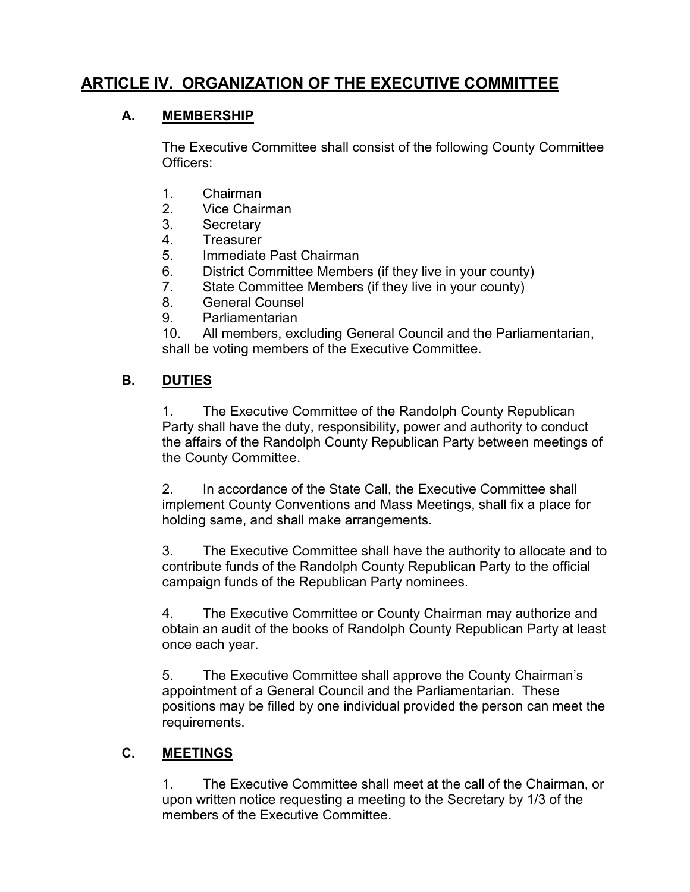# ARTICLE IV. ORGANIZATION OF THE EXECUTIVE COMMITTEE

## A. MEMBERSHIP

The Executive Committee shall consist of the following County Committee Officers:

1. Chairman
2. Vice Chairman
3. Secretary
4. Treasurer
5. Immediate Past Chairman
6. District Committee Members (if they live in your county)
7. State Committee Members (if they live in your county)
8. General Counsel
9. Parliamentarian
10. All members, excluding General Council and the Parliamentarian, shall be voting members of the Executive Committee.

## B. DUTIES

1. The Executive Committee of the Randolph County Republican Party shall have the duty, responsibility, power and authority to conduct the affairs of the Randolph County Republican Party between meetings of the County Committee.

2. In accordance of the State Call, the Executive Committee shall implement County Conventions and Mass Meetings, shall fix a place for holding same, and shall make arrangements.

3. The Executive Committee shall have the authority to allocate and to contribute funds of the Randolph County Republican Party to the official campaign funds of the Republican Party nominees.

4. The Executive Committee or County Chairman may authorize and obtain an audit of the books of Randolph County Republican Party at least once each year.

5. The Executive Committee shall approve the County Chairman's appointment of a General Council and the Parliamentarian. These positions may be filled by one individual provided the person can meet the requirements.

## C. MEETINGS

1. The Executive Committee shall meet at the call of the Chairman, or upon written notice requesting a meeting to the Secretary by 1/3 of the members of the Executive Committee.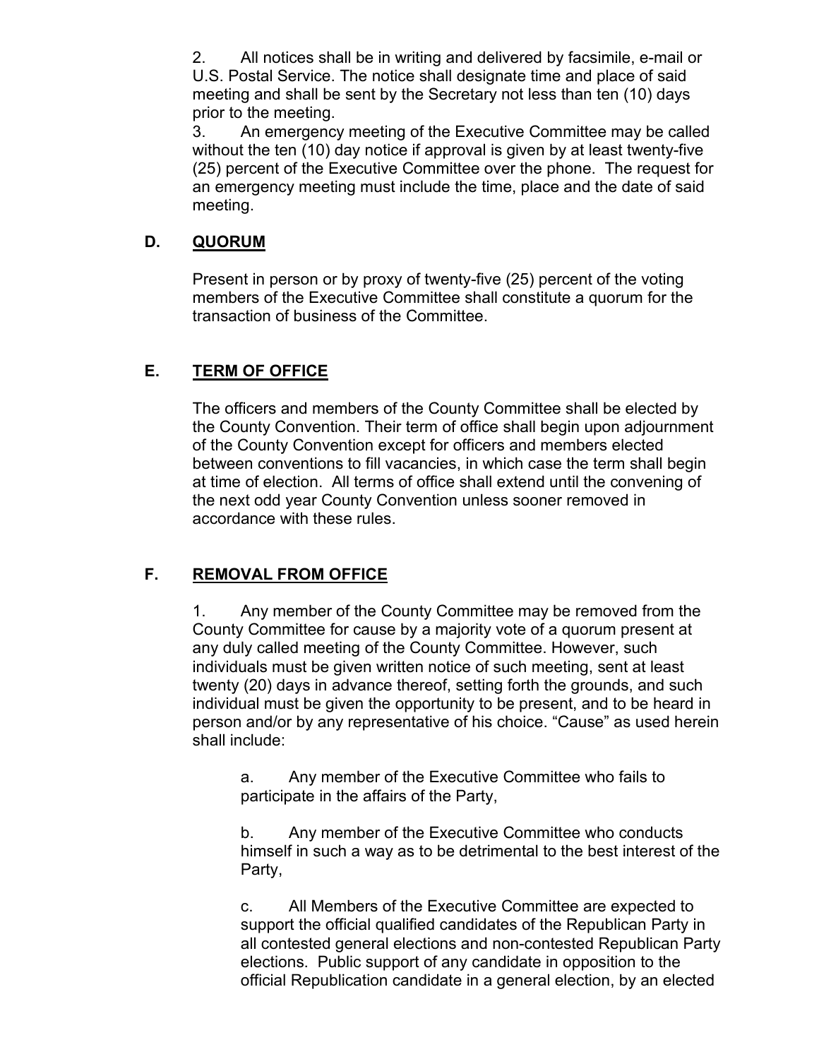2. All notices shall be in writing and delivered by facsimile, e-mail or U.S. Postal Service. The notice shall designate time and place of said meeting and shall be sent by the Secretary not less than ten (10) days prior to the meeting.

3. An emergency meeting of the Executive Committee may be called without the ten (10) day notice if approval is given by at least twenty-five (25) percent of the Executive Committee over the phone. The request for an emergency meeting must include the time, place and the date of said meeting.

### D. <u>QUORUM</u>

Present in person or by proxy of twenty-five (25) percent of the voting members of the Executive Committee shall constitute a quorum for the transaction of business of the Committee.

### E. <u>TERM OF OFFICE</u>

The officers and members of the County Committee shall be elected by the County Convention. Their term of office shall begin upon adjournment of the County Convention except for officers and members elected between conventions to fill vacancies, in which case the term shall begin at time of election. All terms of office shall extend until the convening of the next odd year County Convention unless sooner removed in accordance with these rules.

### F. <u>REMOVAL FROM OFFICE</u>

1. Any member of the County Committee may be removed from the County Committee for cause by a majority vote of a quorum present at any duly called meeting of the County Committee. However, such individuals must be given written notice of such meeting, sent at least twenty (20) days in advance thereof, setting forth the grounds, and such individual must be given the opportunity to be present, and to be heard in person and/or by any representative of his choice. "Cause" as used herein shall include:

a. Any member of the Executive Committee who fails to participate in the affairs of the Party,

b. Any member of the Executive Committee who conducts himself in such a way as to be detrimental to the best interest of the Party,

c. All Members of the Executive Committee are expected to support the official qualified candidates of the Republican Party in all contested general elections and non-contested Republican Party elections. Public support of any candidate in opposition to the official Republication candidate in a general election, by an elected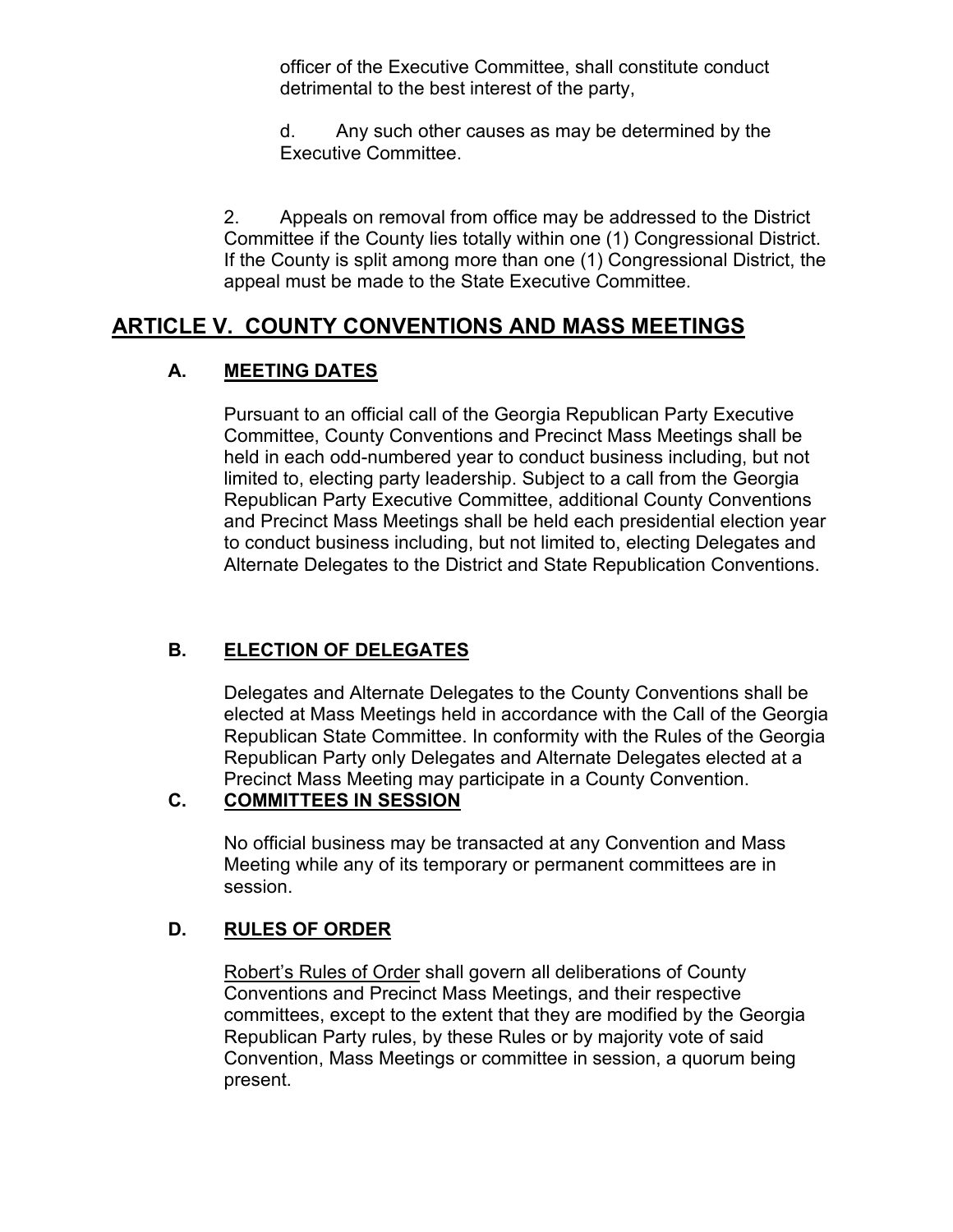officer of the Executive Committee, shall constitute conduct detrimental to the best interest of the party,

d. Any such other causes as may be determined by the Executive Committee.

2. Appeals on removal from office may be addressed to the District Committee if the County lies totally within one (1) Congressional District. If the County is split among more than one (1) Congressional District, the appeal must be made to the State Executive Committee.

## ARTICLE V. COUNTY CONVENTIONS AND MASS MEETINGS

### A. MEETING DATES

Pursuant to an official call of the Georgia Republican Party Executive Committee, County Conventions and Precinct Mass Meetings shall be held in each odd-numbered year to conduct business including, but not limited to, electing party leadership. Subject to a call from the Georgia Republican Party Executive Committee, additional County Conventions and Precinct Mass Meetings shall be held each presidential election year to conduct business including, but not limited to, electing Delegates and Alternate Delegates to the District and State Republication Conventions.

### B. ELECTION OF DELEGATES

Delegates and Alternate Delegates to the County Conventions shall be elected at Mass Meetings held in accordance with the Call of the Georgia Republican State Committee. In conformity with the Rules of the Georgia Republican Party only Delegates and Alternate Delegates elected at a Precinct Mass Meeting may participate in a County Convention.

### C. COMMITTEES IN SESSION

No official business may be transacted at any Convention and Mass Meeting while any of its temporary or permanent committees are in session.

### D. RULES OF ORDER

Robert's Rules of Order shall govern all deliberations of County Conventions and Precinct Mass Meetings, and their respective committees, except to the extent that they are modified by the Georgia Republican Party rules, by these Rules or by majority vote of said Convention, Mass Meetings or committee in session, a quorum being present.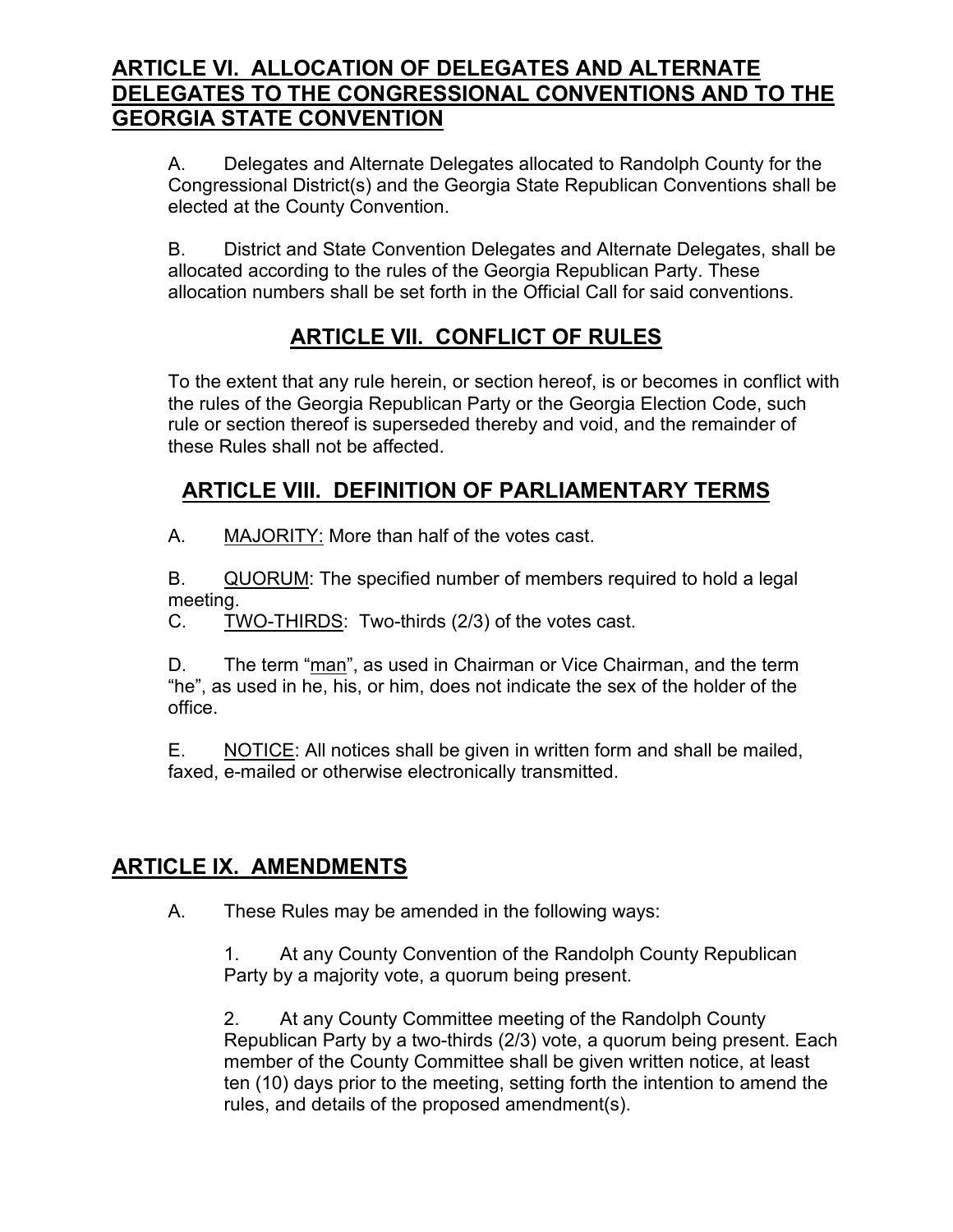## ARTICLE VI. ALLOCATION OF DELEGATES AND ALTERNATE DELEGATES TO THE CONGRESSIONAL CONVENTIONS AND TO THE GEORGIA STATE CONVENTION

A. Delegates and Alternate Delegates allocated to Randolph County for the Congressional District(s) and the Georgia State Republican Conventions shall be elected at the County Convention.

B. District and State Convention Delegates and Alternate Delegates, shall be allocated according to the rules of the Georgia Republican Party. These allocation numbers shall be set forth in the Official Call for said conventions.

## ARTICLE VII. CONFLICT OF RULES

To the extent that any rule herein, or section hereof, is or becomes in conflict with the rules of the Georgia Republican Party or the Georgia Election Code, such rule or section thereof is superseded thereby and void, and the remainder of these Rules shall not be affected.

## ARTICLE VIII. DEFINITION OF PARLIAMENTARY TERMS

A. MAJORITY: More than half of the votes cast.

B. QUORUM: The specified number of members required to hold a legal meeting.

C. TWO-THIRDS: Two-thirds (2/3) of the votes cast.

D. The term "man", as used in Chairman or Vice Chairman, and the term "he", as used in he, his, or him, does not indicate the sex of the holder of the office.

E. NOTICE: All notices shall be given in written form and shall be mailed, faxed, e-mailed or otherwise electronically transmitted.

## ARTICLE IX. AMENDMENTS

A. These Rules may be amended in the following ways:

1. At any County Convention of the Randolph County Republican Party by a majority vote, a quorum being present.

2. At any County Committee meeting of the Randolph County Republican Party by a two-thirds (2/3) vote, a quorum being present. Each member of the County Committee shall be given written notice, at least ten (10) days prior to the meeting, setting forth the intention to amend the rules, and details of the proposed amendment(s).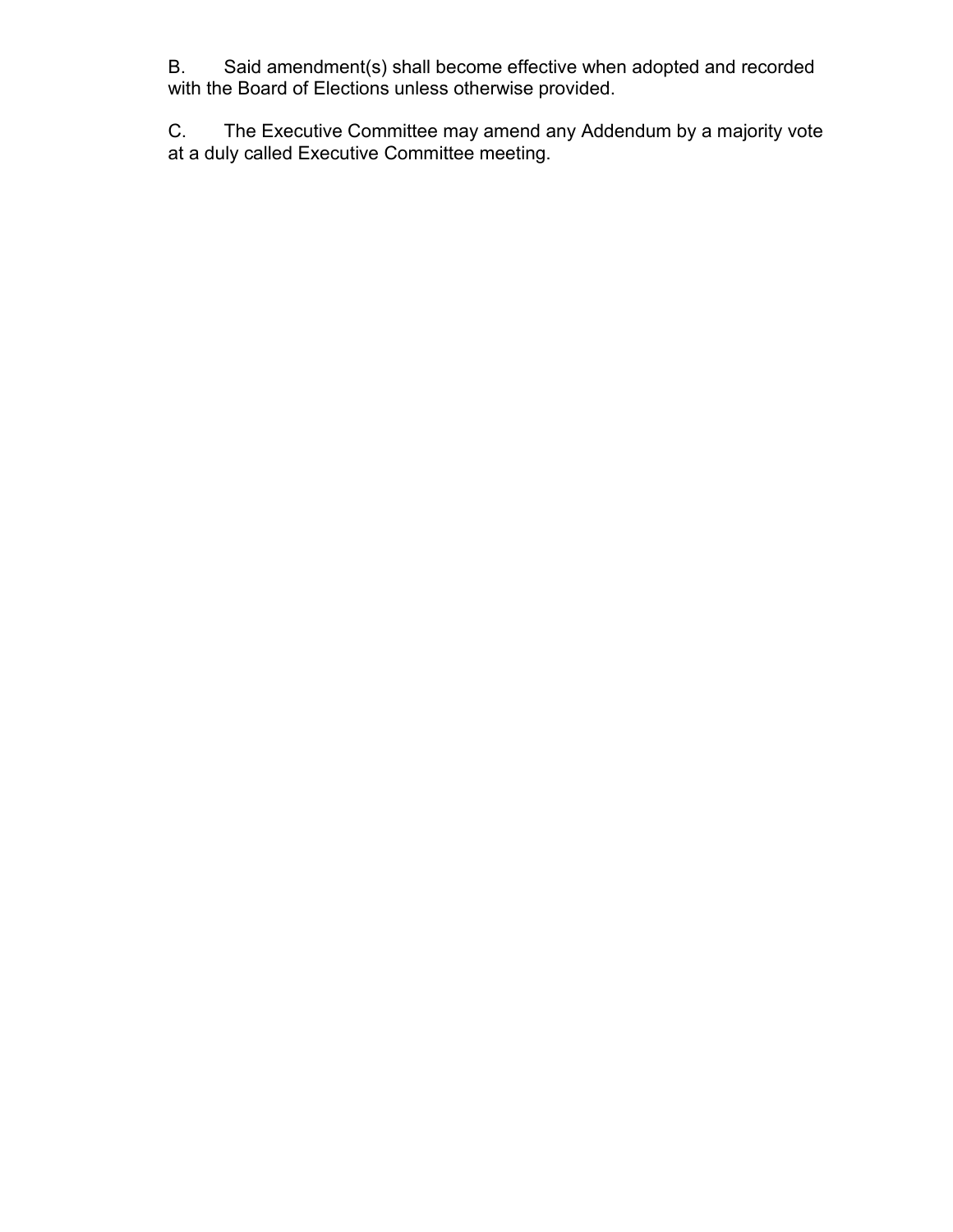B. Said amendment(s) shall become effective when adopted and recorded with the Board of Elections unless otherwise provided.

C. The Executive Committee may amend any Addendum by a majority vote at a duly called Executive Committee meeting.